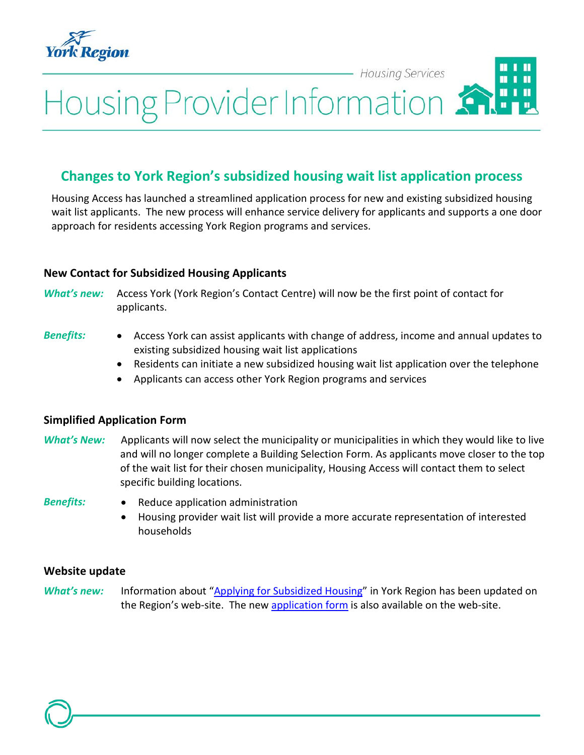York Region

Housing Services

# Housing Provider Information

## Changes to York Region's subsidized housing wait list application process

Housing Access has launched a streamlined application process for new and existing subsidized housing wait list applicants. The new process will enhance service delivery for applicants and supports a one door approach for residents accessing York Region programs and services.

### New Contact for Subsidized Housing Applicants

***What's new:*** Access York (York Region's Contact Centre) will now be the first point of contact for applicants.

***Benefits:***

- Access York can assist applicants with change of address, income and annual updates to existing subsidized housing wait list applications
- Residents can initiate a new subsidized housing wait list application over the telephone
- Applicants can access other York Region programs and services

### Simplified Application Form

***What's New:*** Applicants will now select the municipality or municipalities in which they would like to live and will no longer complete a Building Selection Form. As applicants move closer to the top of the wait list for their chosen municipality, Housing Access will contact them to select specific building locations.

***Benefits:***

- Reduce application administration
- Housing provider wait list will provide a more accurate representation of interested households

### Website update

***What's new:*** Information about "Applying for Subsidized Housing" in York Region has been updated on the Region's web-site. The new application form is also available on the web-site.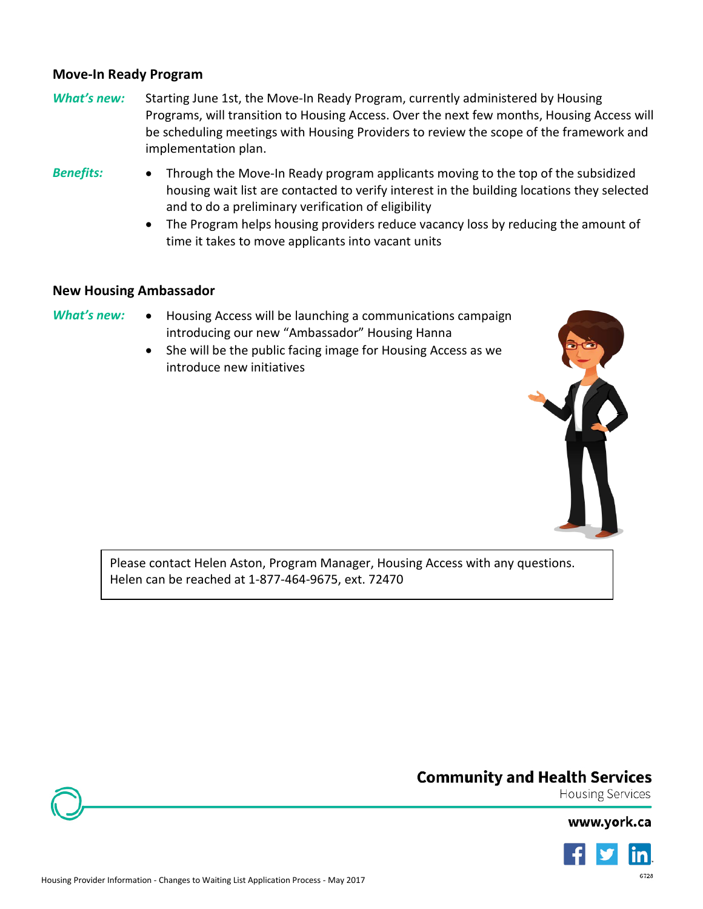## Move-In Ready Program

***What's new:*** Starting June 1st, the Move-In Ready Program, currently administered by Housing Programs, will transition to Housing Access. Over the next few months, Housing Access will be scheduling meetings with Housing Providers to review the scope of the framework and implementation plan.

***Benefits:***

- Through the Move-In Ready program applicants moving to the top of the subsidized housing wait list are contacted to verify interest in the building locations they selected and to do a preliminary verification of eligibility
- The Program helps housing providers reduce vacancy loss by reducing the amount of time it takes to move applicants into vacant units

## New Housing Ambassador

***What's new:***

- Housing Access will be launching a communications campaign introducing our new "Ambassador" Housing Hanna
- She will be the public facing image for Housing Access as we introduce new initiatives

Please contact Helen Aston, Program Manager, Housing Access with any questions. Helen can be reached at 1-877-464-9675, ext. 72470

**Community and Health Services**
Housing Services

**www.york.ca**